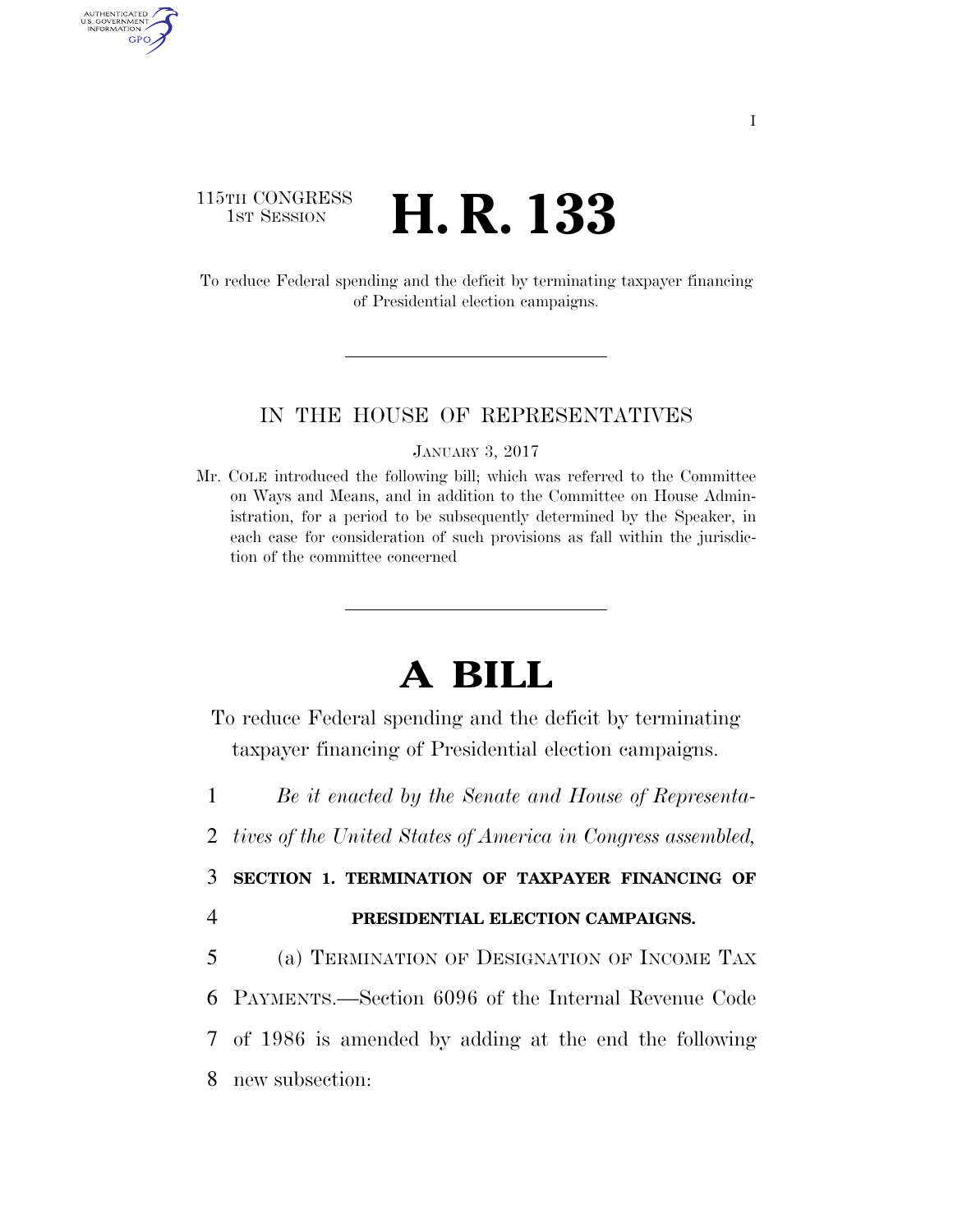115TH CONGRESS
1ST SESSION

# H. R. 133

To reduce Federal spending and the deficit by terminating taxpayer financing of Presidential election campaigns.

IN THE HOUSE OF REPRESENTATIVES

JANUARY 3, 2017

Mr. COLE introduced the following bill; which was referred to the Committee on Ways and Means, and in addition to the Committee on House Administration, for a period to be subsequently determined by the Speaker, in each case for consideration of such provisions as fall within the jurisdiction of the committee concerned

# A BILL

To reduce Federal spending and the deficit by terminating taxpayer financing of Presidential election campaigns.

1 *Be it enacted by the Senate and House of Representa-*
2 *tives of the United States of America in Congress assembled,*

3 **SECTION 1. TERMINATION OF TAXPAYER FINANCING OF**
4 **PRESIDENTIAL ELECTION CAMPAIGNS.**

5 (a) TERMINATION OF DESIGNATION OF INCOME TAX
6 PAYMENTS.—Section 6096 of the Internal Revenue Code
7 of 1986 is amended by adding at the end the following
8 new subsection: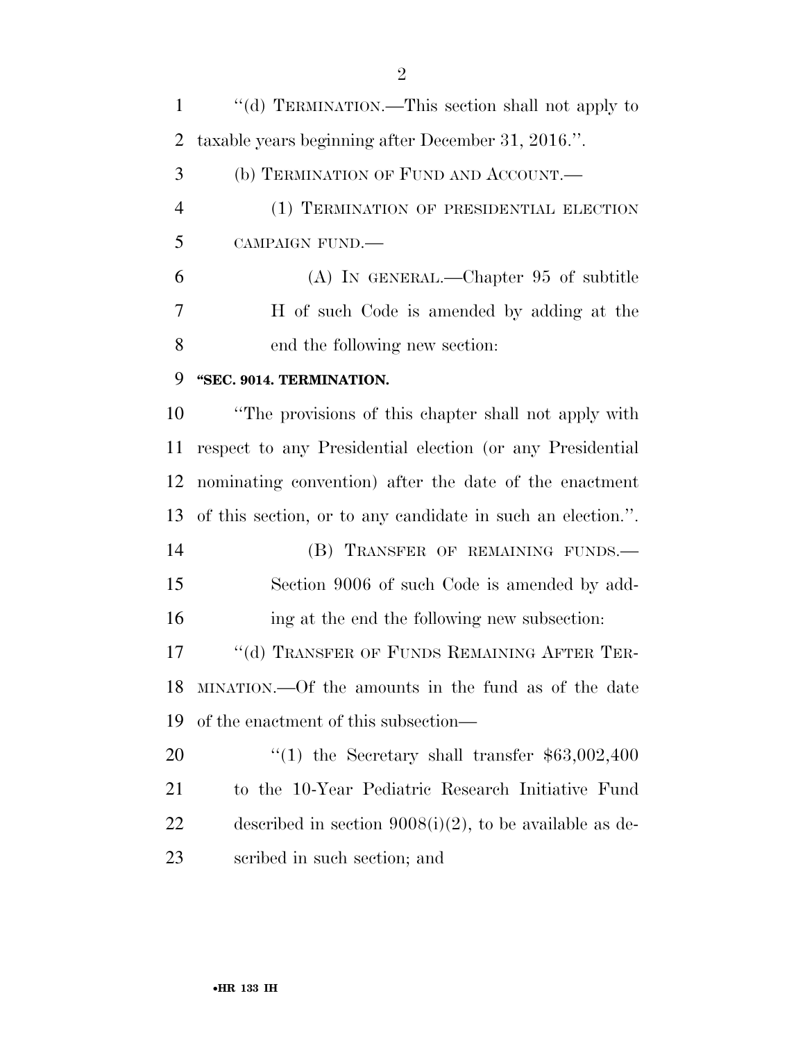"(d) TERMINATION.—This section shall not apply to taxable years beginning after December 31, 2016.".

(b) TERMINATION OF FUND AND ACCOUNT.—

(1) TERMINATION OF PRESIDENTIAL ELECTION CAMPAIGN FUND.—

(A) IN GENERAL.—Chapter 95 of subtitle H of such Code is amended by adding at the end the following new section:

**"SEC. 9014. TERMINATION.**

"The provisions of this chapter shall not apply with respect to any Presidential election (or any Presidential nominating convention) after the date of the enactment of this section, or to any candidate in such an election.".

(B) TRANSFER OF REMAINING FUNDS.—Section 9006 of such Code is amended by adding at the end the following new subsection:

"(d) TRANSFER OF FUNDS REMAINING AFTER TERMINATION.—Of the amounts in the fund as of the date of the enactment of this subsection—

"(1) the Secretary shall transfer $63,002,400 to the 10-Year Pediatric Research Initiative Fund described in section 9008(i)(2), to be available as described in such section; and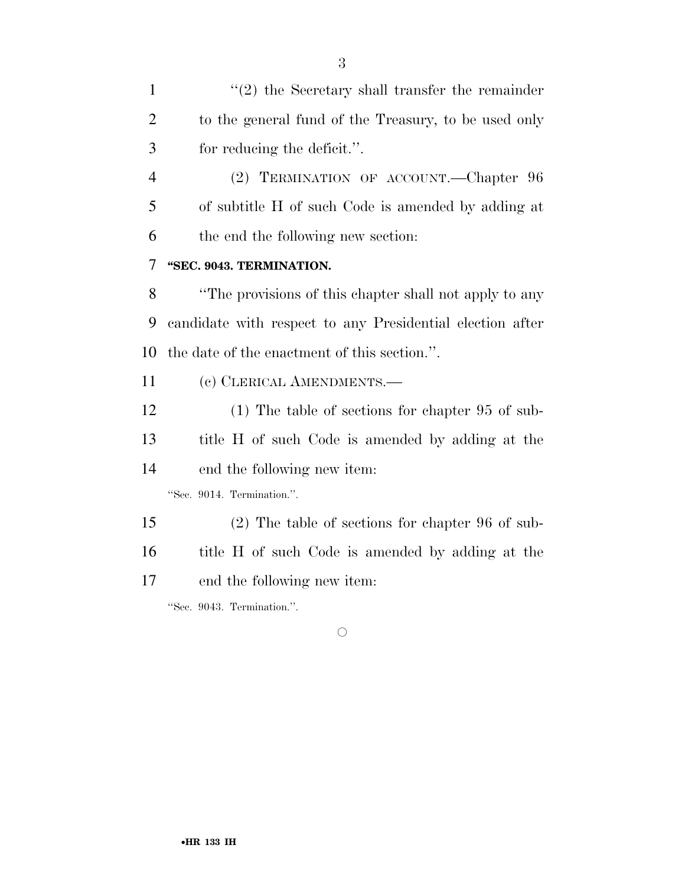"(2) the Secretary shall transfer the remainder to the general fund of the Treasury, to be used only for reducing the deficit.".

(2) TERMINATION OF ACCOUNT.—Chapter 96 of subtitle H of such Code is amended by adding at the end the following new section:

**"SEC. 9043. TERMINATION.**

"The provisions of this chapter shall not apply to any candidate with respect to any Presidential election after the date of the enactment of this section.".

(c) CLERICAL AMENDMENTS.—

(1) The table of sections for chapter 95 of subtitle H of such Code is amended by adding at the end the following new item:

"Sec. 9014. Termination.".

(2) The table of sections for chapter 96 of subtitle H of such Code is amended by adding at the end the following new item:

"Sec. 9043. Termination.".

○